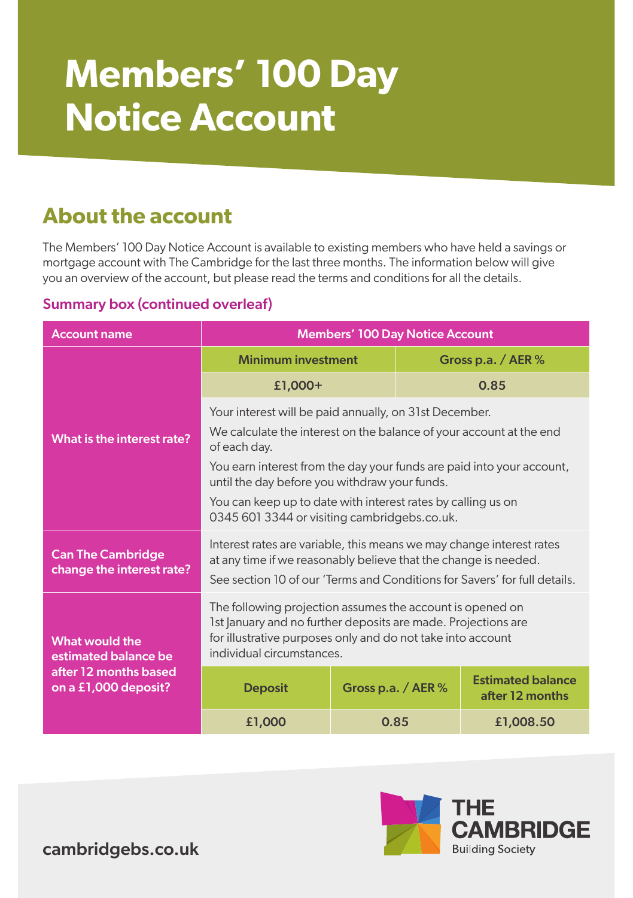# Members' 100 Day Notice Account

## About the account

The Members' 100 Day Notice Account is available to existing members who have held a savings or mortgage account with The Cambridge for the last three months. The information below will give you an overview of the account, but please read the terms and conditions for all the details.

### Summary box (continued overleaf)

| Account name | Members' 100 Day Notice Account | |
|---|---|---|
| What is the interest rate? | **Minimum investment** | **Gross p.a. / AER %** |
| | £1,000+ | 0.85 |
| | Your interest will be paid annually, on 31st December.<br>We calculate the interest on the balance of your account at the end of each day.<br>You earn interest from the day your funds are paid into your account, until the day before you withdraw your funds.<br>You can keep up to date with interest rates by calling us on 0345 601 3344 or visiting cambridgebs.co.uk. | |
| Can The Cambridge change the interest rate? | Interest rates are variable, this means we may change interest rates at any time if we reasonably believe that the change is needed.<br>See section 10 of our 'Terms and Conditions for Savers' for full details. | |

| What would the estimated balance be after 12 months based on a £1,000 deposit? | The following projection assumes the account is opened on 1st January and no further deposits are made. Projections are for illustrative purposes only and do not take into account individual circumstances. | | |
|---|---|---|---|
| | **Deposit** | **Gross p.a. / AER %** | **Estimated balance after 12 months** |
| | £1,000 | 0.85 | £1,008.50 |

cambridgebs.co.uk

THE CAMBRIDGE Building Society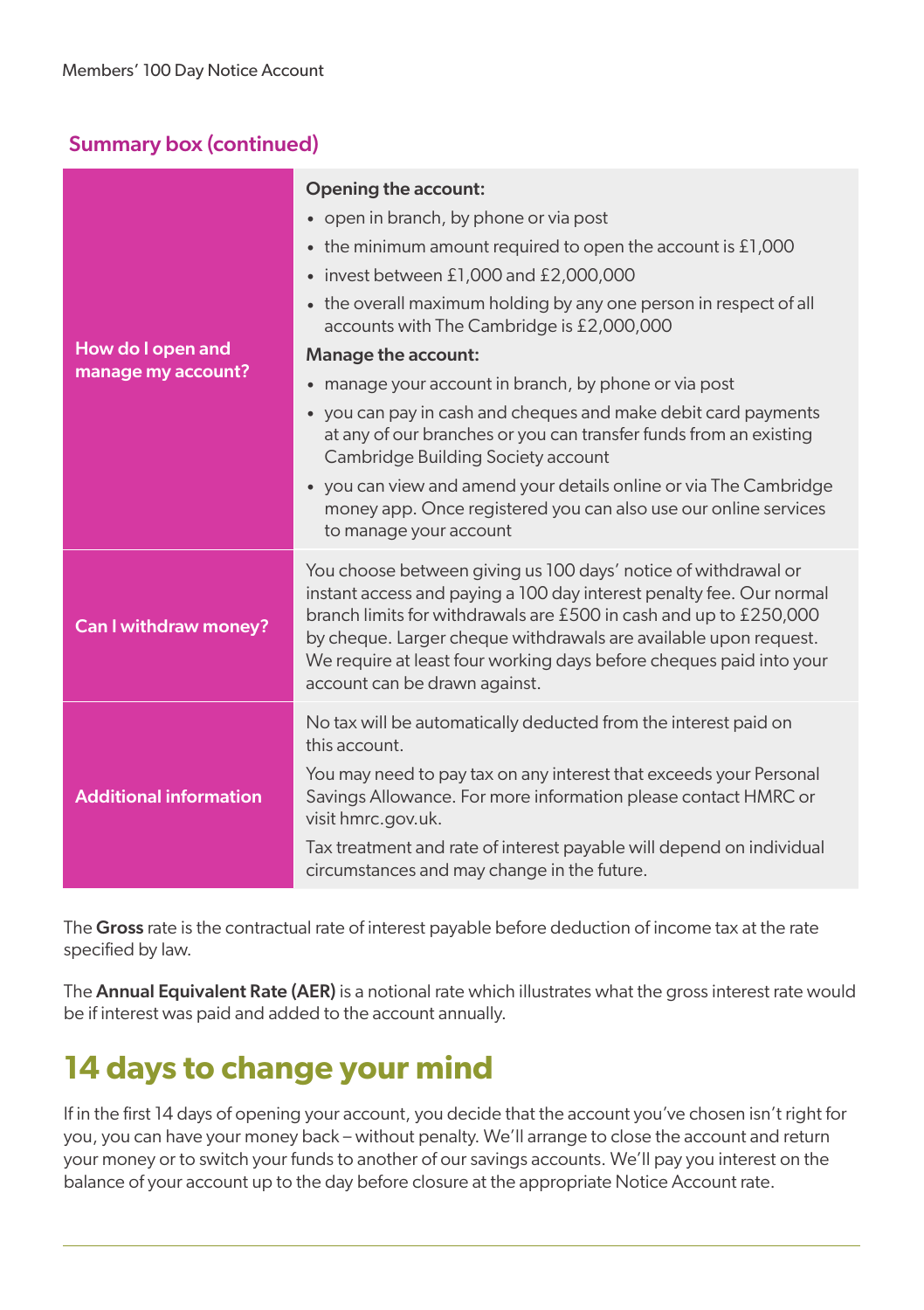## Summary box (continued)

| | |
|---|---|
| **How do I open and manage my account?** | **Opening the account:**<br>• open in branch, by phone or via post<br>• the minimum amount required to open the account is £1,000<br>• invest between £1,000 and £2,000,000<br>• the overall maximum holding by any one person in respect of all accounts with The Cambridge is £2,000,000<br>**Manage the account:**<br>• manage your account in branch, by phone or via post<br>• you can pay in cash and cheques and make debit card payments at any of our branches or you can transfer funds from an existing Cambridge Building Society account<br>• you can view and amend your details online or via The Cambridge money app. Once registered you can also use our online services to manage your account |
| **Can I withdraw money?** | You choose between giving us 100 days' notice of withdrawal or instant access and paying a 100 day interest penalty fee. Our normal branch limits for withdrawals are £500 in cash and up to £250,000 by cheque. Larger cheque withdrawals are available upon request. We require at least four working days before cheques paid into your account can be drawn against. |
| **Additional information** | No tax will be automatically deducted from the interest paid on this account.<br>You may need to pay tax on any interest that exceeds your Personal Savings Allowance. For more information please contact HMRC or visit hmrc.gov.uk.<br>Tax treatment and rate of interest payable will depend on individual circumstances and may change in the future. |

The **Gross** rate is the contractual rate of interest payable before deduction of income tax at the rate specified by law.

The **Annual Equivalent Rate (AER)** is a notional rate which illustrates what the gross interest rate would be if interest was paid and added to the account annually.

# 14 days to change your mind

If in the first 14 days of opening your account, you decide that the account you've chosen isn't right for you, you can have your money back – without penalty. We'll arrange to close the account and return your money or to switch your funds to another of our savings accounts. We'll pay you interest on the balance of your account up to the day before closure at the appropriate Notice Account rate.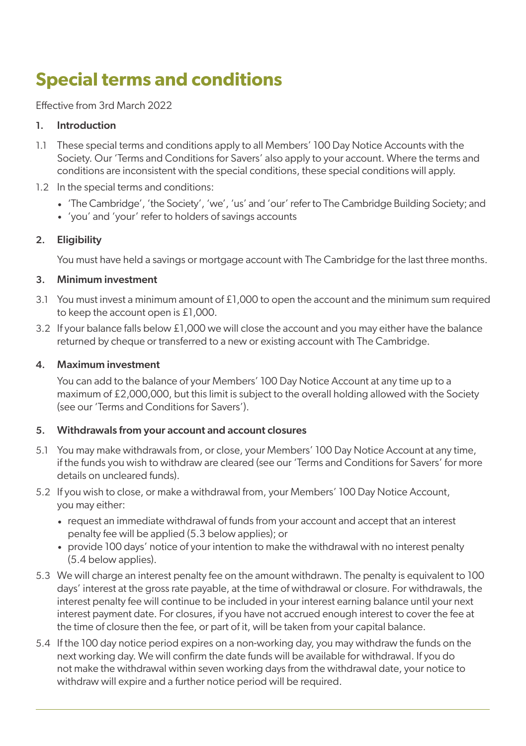# Special terms and conditions

Effective from 3rd March 2022

## 1. Introduction

1.1 These special terms and conditions apply to all Members' 100 Day Notice Accounts with the Society. Our 'Terms and Conditions for Savers' also apply to your account. Where the terms and conditions are inconsistent with the special conditions, these special conditions will apply.

1.2 In the special terms and conditions:

- 'The Cambridge', 'the Society', 'we', 'us' and 'our' refer to The Cambridge Building Society; and
- 'you' and 'your' refer to holders of savings accounts

## 2. Eligibility

You must have held a savings or mortgage account with The Cambridge for the last three months.

## 3. Minimum investment

3.1 You must invest a minimum amount of £1,000 to open the account and the minimum sum required to keep the account open is £1,000.

3.2 If your balance falls below £1,000 we will close the account and you may either have the balance returned by cheque or transferred to a new or existing account with The Cambridge.

## 4. Maximum investment

You can add to the balance of your Members' 100 Day Notice Account at any time up to a maximum of £2,000,000, but this limit is subject to the overall holding allowed with the Society (see our 'Terms and Conditions for Savers').

## 5. Withdrawals from your account and account closures

5.1 You may make withdrawals from, or close, your Members' 100 Day Notice Account at any time, if the funds you wish to withdraw are cleared (see our 'Terms and Conditions for Savers' for more details on uncleared funds).

5.2 If you wish to close, or make a withdrawal from, your Members' 100 Day Notice Account, you may either:

- request an immediate withdrawal of funds from your account and accept that an interest penalty fee will be applied (5.3 below applies); or
- provide 100 days' notice of your intention to make the withdrawal with no interest penalty (5.4 below applies).

5.3 We will charge an interest penalty fee on the amount withdrawn. The penalty is equivalent to 100 days' interest at the gross rate payable, at the time of withdrawal or closure. For withdrawals, the interest penalty fee will continue to be included in your interest earning balance until your next interest payment date. For closures, if you have not accrued enough interest to cover the fee at the time of closure then the fee, or part of it, will be taken from your capital balance.

5.4 If the 100 day notice period expires on a non-working day, you may withdraw the funds on the next working day. We will confirm the date funds will be available for withdrawal. If you do not make the withdrawal within seven working days from the withdrawal date, your notice to withdraw will expire and a further notice period will be required.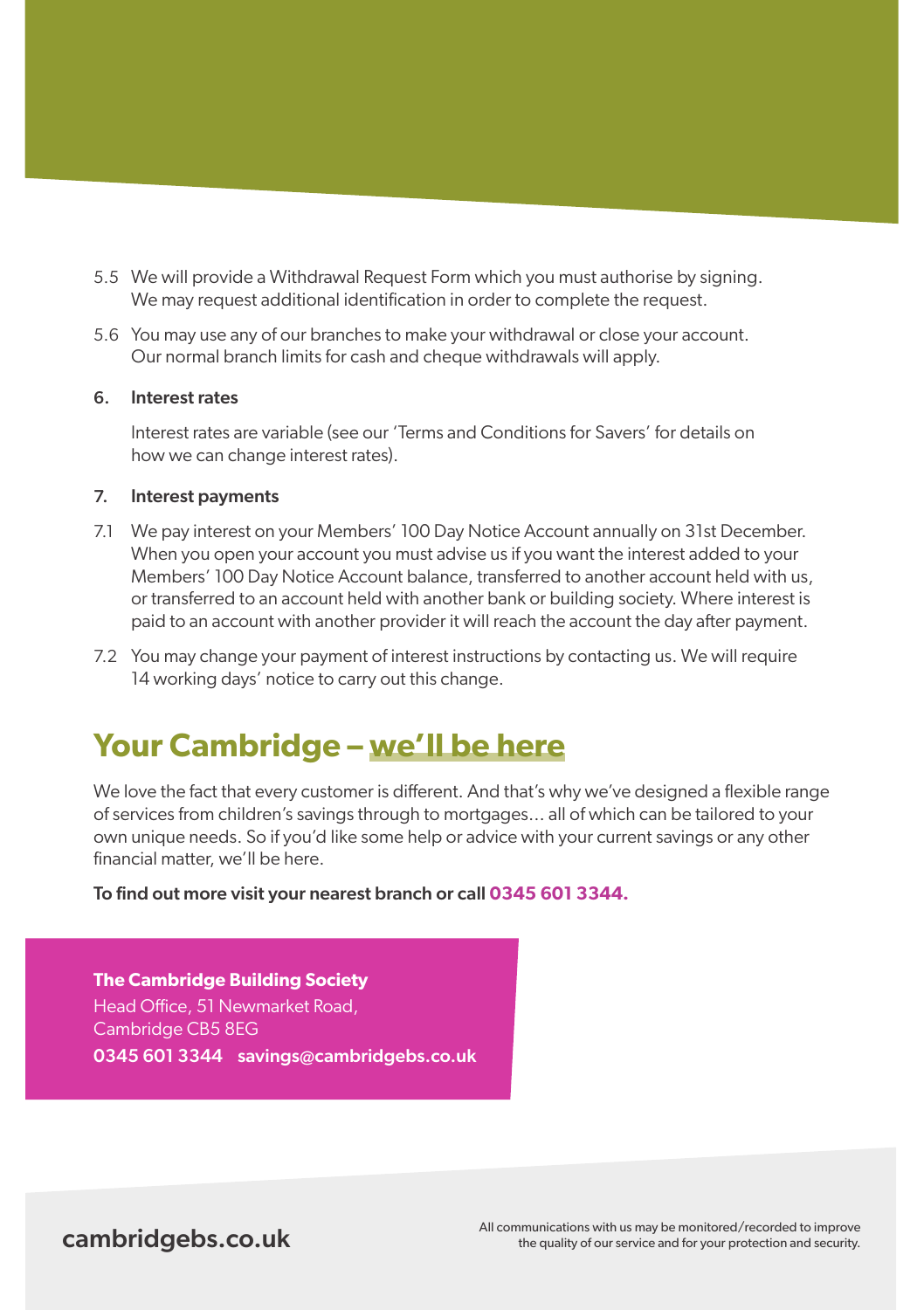5.5 We will provide a Withdrawal Request Form which you must authorise by signing. We may request additional identification in order to complete the request.

5.6 You may use any of our branches to make your withdrawal or close your account. Our normal branch limits for cash and cheque withdrawals will apply.

### 6. Interest rates

Interest rates are variable (see our 'Terms and Conditions for Savers' for details on how we can change interest rates).

### 7. Interest payments

7.1 We pay interest on your Members' 100 Day Notice Account annually on 31st December. When you open your account you must advise us if you want the interest added to your Members' 100 Day Notice Account balance, transferred to another account held with us, or transferred to an account held with another bank or building society. Where interest is paid to an account with another provider it will reach the account the day after payment.

7.2 You may change your payment of interest instructions by contacting us. We will require 14 working days' notice to carry out this change.

## Your Cambridge – we'll be here

We love the fact that every customer is different. And that's why we've designed a flexible range of services from children's savings through to mortgages… all of which can be tailored to your own unique needs. So if you'd like some help or advice with your current savings or any other financial matter, we'll be here.

**To find out more visit your nearest branch or call 0345 601 3344.**

**The Cambridge Building Society**
Head Office, 51 Newmarket Road,
Cambridge CB5 8EG
**0345 601 3344 savings@cambridgebs.co.uk**

cambridgebs.co.uk

All communications with us may be monitored/recorded to improve the quality of our service and for your protection and security.